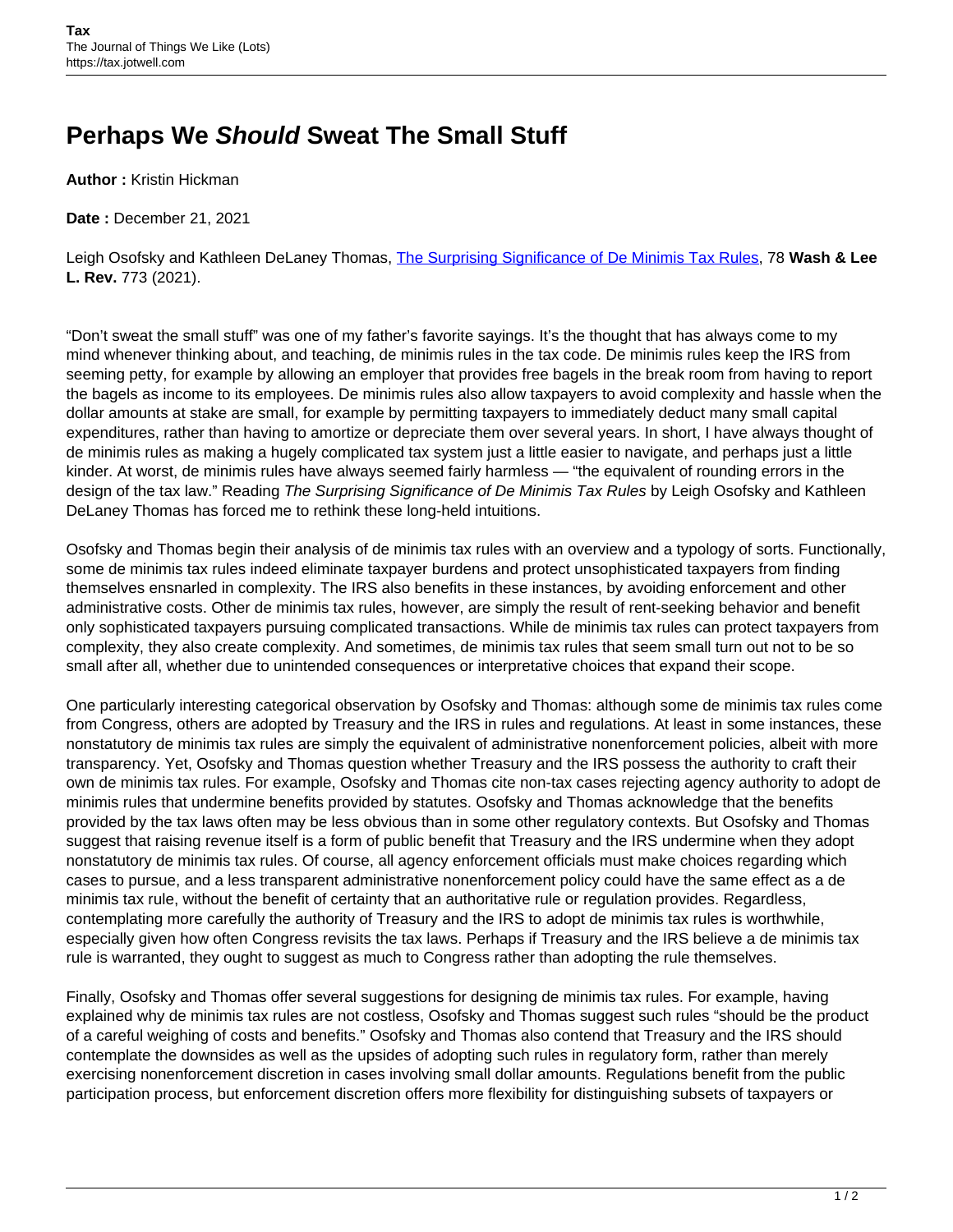# Perhaps We *Should* Sweat The Small Stuff

**Author :** Kristin Hickman

**Date :** December 21, 2021

Leigh Osofsky and Kathleen DeLaney Thomas, [The Surprising Significance of De Minimis Tax Rules](), 78 **Wash & Lee L. Rev.** 773 (2021).

"Don't sweat the small stuff" was one of my father's favorite sayings. It's the thought that has always come to my mind whenever thinking about, and teaching, de minimis rules in the tax code. De minimis rules keep the IRS from seeming petty, for example by allowing an employer that provides free bagels in the break room from having to report the bagels as income to its employees. De minimis rules also allow taxpayers to avoid complexity and hassle when the dollar amounts at stake are small, for example by permitting taxpayers to immediately deduct many small capital expenditures, rather than having to amortize or depreciate them over several years. In short, I have always thought of de minimis rules as making a hugely complicated tax system just a little easier to navigate, and perhaps just a little kinder. At worst, de minimis rules have always seemed fairly harmless — "the equivalent of rounding errors in the design of the tax law." Reading *The Surprising Significance of De Minimis Tax Rules* by Leigh Osofsky and Kathleen DeLaney Thomas has forced me to rethink these long-held intuitions.

Osofsky and Thomas begin their analysis of de minimis tax rules with an overview and a typology of sorts. Functionally, some de minimis tax rules indeed eliminate taxpayer burdens and protect unsophisticated taxpayers from finding themselves ensnarled in complexity. The IRS also benefits in these instances, by avoiding enforcement and other administrative costs. Other de minimis tax rules, however, are simply the result of rent-seeking behavior and benefit only sophisticated taxpayers pursuing complicated transactions. While de minimis tax rules can protect taxpayers from complexity, they also create complexity. And sometimes, de minimis tax rules that seem small turn out not to be so small after all, whether due to unintended consequences or interpretative choices that expand their scope.

One particularly interesting categorical observation by Osofsky and Thomas: although some de minimis tax rules come from Congress, others are adopted by Treasury and the IRS in rules and regulations. At least in some instances, these nonstatutory de minimis tax rules are simply the equivalent of administrative nonenforcement policies, albeit with more transparency. Yet, Osofsky and Thomas question whether Treasury and the IRS possess the authority to craft their own de minimis tax rules. For example, Osofsky and Thomas cite non-tax cases rejecting agency authority to adopt de minimis rules that undermine benefits provided by statutes. Osofsky and Thomas acknowledge that the benefits provided by the tax laws often may be less obvious than in some other regulatory contexts. But Osofsky and Thomas suggest that raising revenue itself is a form of public benefit that Treasury and the IRS undermine when they adopt nonstatutory de minimis tax rules. Of course, all agency enforcement officials must make choices regarding which cases to pursue, and a less transparent administrative nonenforcement policy could have the same effect as a de minimis tax rule, without the benefit of certainty that an authoritative rule or regulation provides. Regardless, contemplating more carefully the authority of Treasury and the IRS to adopt de minimis tax rules is worthwhile, especially given how often Congress revisits the tax laws. Perhaps if Treasury and the IRS believe a de minimis tax rule is warranted, they ought to suggest as much to Congress rather than adopting the rule themselves.

Finally, Osofsky and Thomas offer several suggestions for designing de minimis tax rules. For example, having explained why de minimis tax rules are not costless, Osofsky and Thomas suggest such rules "should be the product of a careful weighing of costs and benefits." Osofsky and Thomas also contend that Treasury and the IRS should contemplate the downsides as well as the upsides of adopting such rules in regulatory form, rather than merely exercising nonenforcement discretion in cases involving small dollar amounts. Regulations benefit from the public participation process, but enforcement discretion offers more flexibility for distinguishing subsets of taxpayers or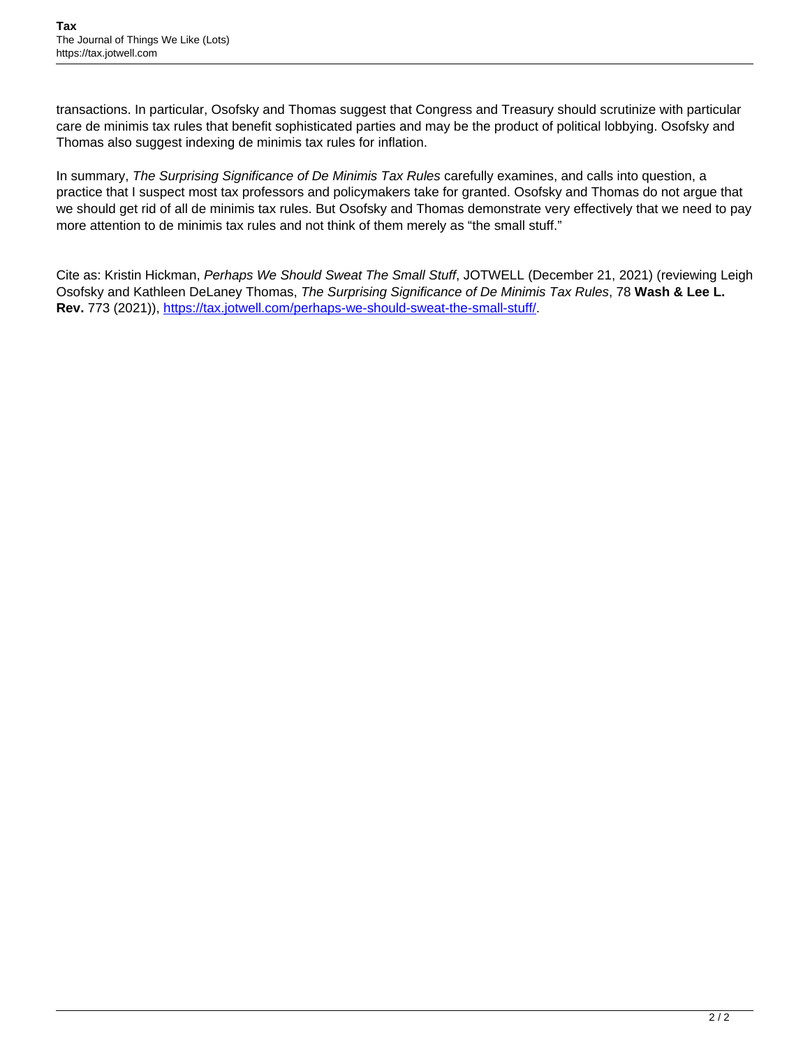transactions. In particular, Osofsky and Thomas suggest that Congress and Treasury should scrutinize with particular care de minimis tax rules that benefit sophisticated parties and may be the product of political lobbying. Osofsky and Thomas also suggest indexing de minimis tax rules for inflation.

In summary, *The Surprising Significance of De Minimis Tax Rules* carefully examines, and calls into question, a practice that I suspect most tax professors and policymakers take for granted. Osofsky and Thomas do not argue that we should get rid of all de minimis tax rules. But Osofsky and Thomas demonstrate very effectively that we need to pay more attention to de minimis tax rules and not think of them merely as "the small stuff."

Cite as: Kristin Hickman, *Perhaps We Should Sweat The Small Stuff*, JOTWELL (December 21, 2021) (reviewing Leigh Osofsky and Kathleen DeLaney Thomas, *The Surprising Significance of De Minimis Tax Rules*, 78 **Wash & Lee L. Rev.** 773 (2021)), [https://tax.jotwell.com/perhaps-we-should-sweat-the-small-stuff/](https://tax.jotwell.com/perhaps-we-should-sweat-the-small-stuff/).